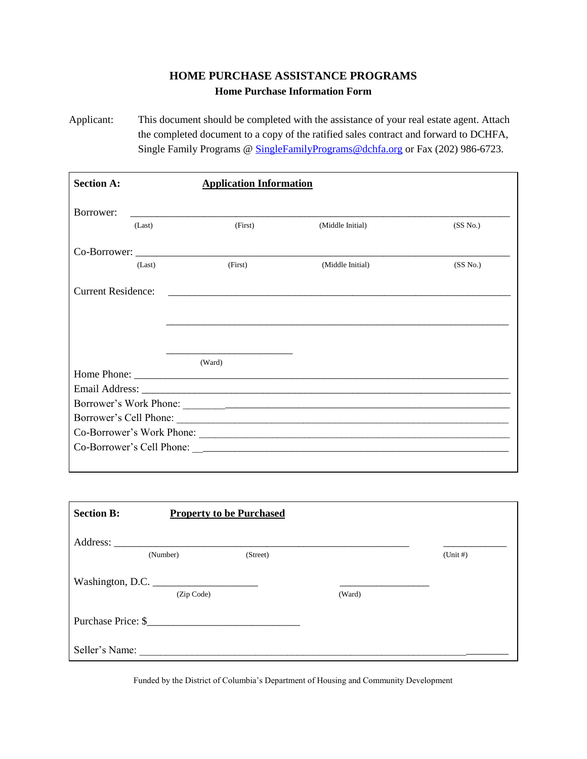# HOME PURCHASE ASSISTANCE PROGRAMS

## Home Purchase Information Form

Applicant: This document should be completed with the assistance of your real estate agent. Attach the completed document to a copy of the ratified sales contract and forward to DCHFA, Single Family Programs @ SingleFamilyPrograms@dchfa.org or Fax (202) 986-6723.

**Section A:** **Application Information**

Borrower: ______________________________________________________________
(Last) (First) (Middle Initial) (SS No.)

Co-Borrower: ___________________________________________________________
(Last) (First) (Middle Initial) (SS No.)

Current Residence: ______________________________________________________

______________________________________________________

________________________
(Ward)

Home Phone: ____________________________________________________________

Email Address: __________________________________________________________

Borrower's Work Phone: ___________________________________________________

Borrower's Cell Phone: ____________________________________________________

Co-Borrower's Work Phone: ________________________________________________

Co-Borrower's Cell Phone: _________________________________________________

**Section B:** **Property to be Purchased**

Address: ________________________________________________ ____________
(Number) (Street) (Unit #)

Washington, D.C. ____________________ ________________
(Zip Code) (Ward)

Purchase Price: $____________________________

Seller's Name: __________________________________________________________

Funded by the District of Columbia's Department of Housing and Community Development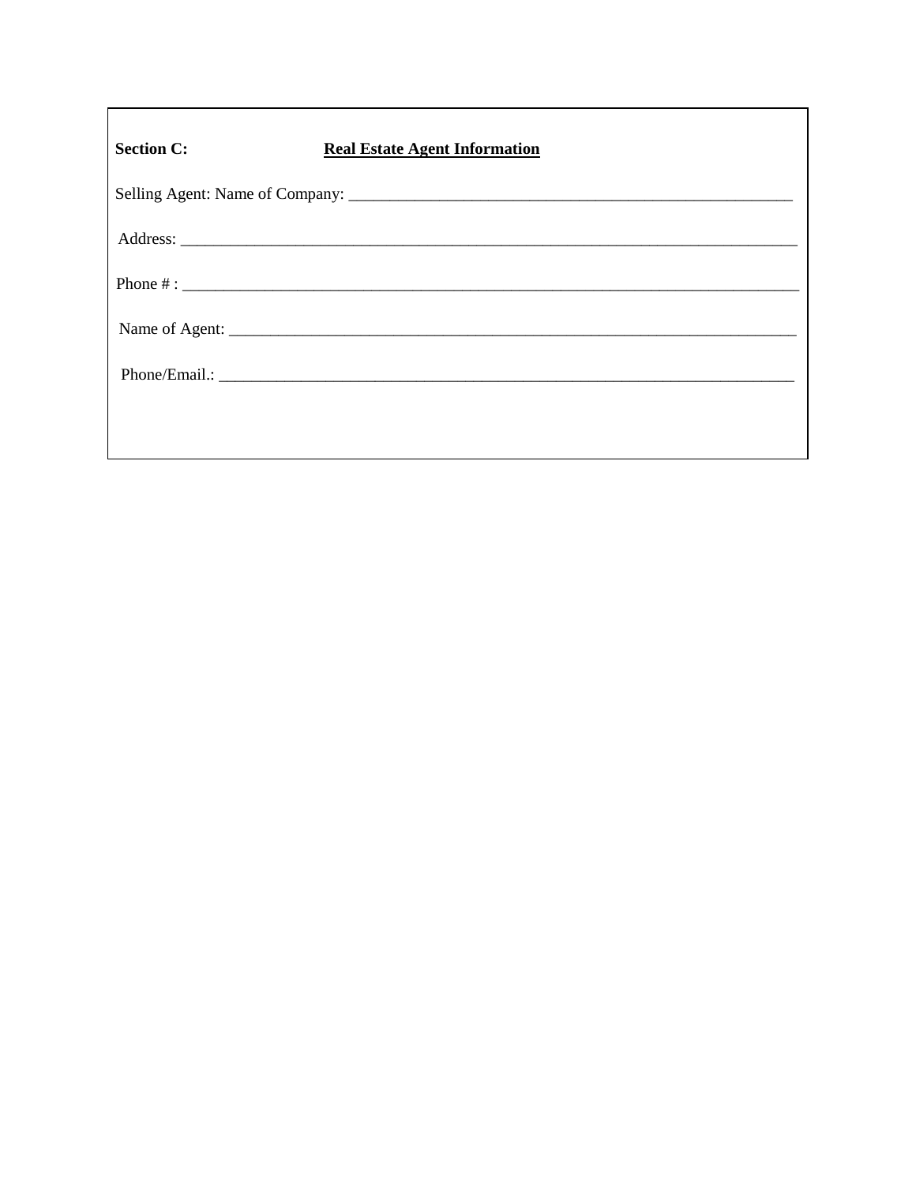**Section C:** **Real Estate Agent Information**

Selling Agent: Name of Company: _______________________________________________________

Address: ___________________________________________________________________________

Phone # : ___________________________________________________________________________

Name of Agent: ______________________________________________________________________

Phone/Email.: _______________________________________________________________________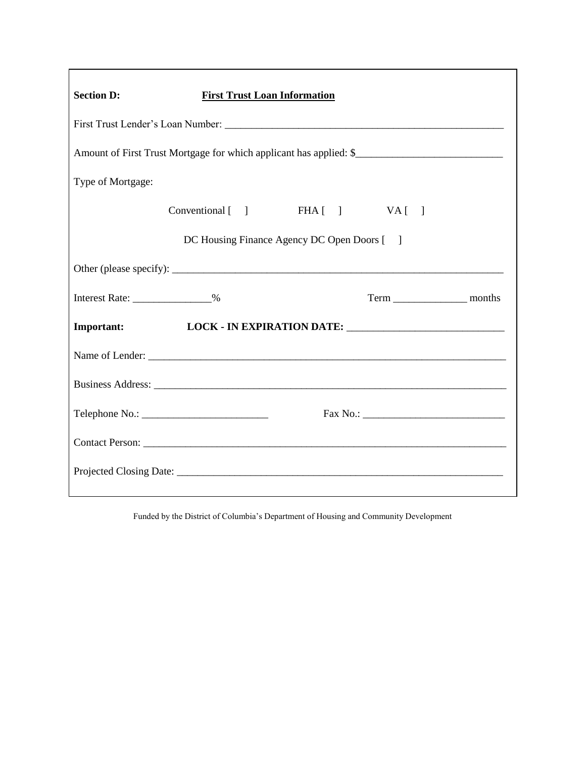**Section D:** **First Trust Loan Information**

First Trust Lender's Loan Number: ______________________________________________________

Amount of First Trust Mortgage for which applicant has applied: $___________________________

Type of Mortgage:

Conventional [ ] FHA [ ] VA [ ]

DC Housing Finance Agency DC Open Doors [ ]

Other (please specify): _______________________________________________________________

Interest Rate: ______________% Term _____________ months

**Important:** **LOCK - IN EXPIRATION DATE:** ____________________________

Name of Lender: __________________________________________________________________

Business Address: ________________________________________________________________

Telephone No.: _______________________ Fax No.: __________________________

Contact Person: __________________________________________________________________

Projected Closing Date: ____________________________________________________________

Funded by the District of Columbia's Department of Housing and Community Development